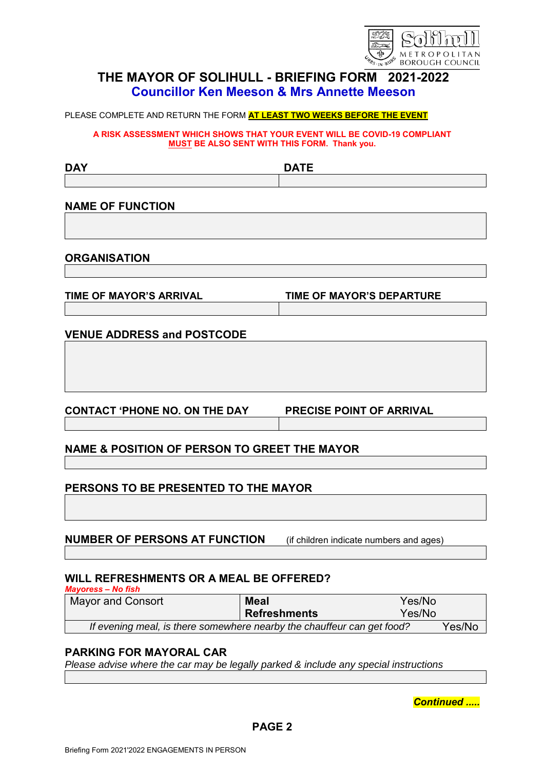# THE MAYOR OF SOLIHULL - BRIEFING FORM 2021-2022

## Councillor Ken Meeson & Mrs Annette Meeson

PLEASE COMPLETE AND RETURN THE FORM **AT LEAST TWO WEEKS BEFORE THE EVENT**

**A RISK ASSESSMENT WHICH SHOWS THAT YOUR EVENT WILL BE COVID-19 COMPLIANT MUST BE ALSO SENT WITH THIS FORM. Thank you.**

| DAY | DATE |
|---|---|
| | |

**NAME OF FUNCTION**

**ORGANISATION**

| TIME OF MAYOR'S ARRIVAL | TIME OF MAYOR'S DEPARTURE |
|---|---|
| | |

**VENUE ADDRESS and POSTCODE**

| CONTACT 'PHONE NO. ON THE DAY | PRECISE POINT OF ARRIVAL |
|---|---|
| | |

**NAME & POSITION OF PERSON TO GREET THE MAYOR**

**PERSONS TO BE PRESENTED TO THE MAYOR**

**NUMBER OF PERSONS AT FUNCTION** (if children indicate numbers and ages)

**WILL REFRESHMENTS OR A MEAL BE OFFERED?**

***Mayoress – No fish***

| Mayor and Consort | **Meal**<br>**Refreshments** | Yes/No<br>Yes/No |
|---|---|---|
| *If evening meal, is there somewhere nearby the chauffeur can get food?* | | Yes/No |

**PARKING FOR MAYORAL CAR**

*Please advise where the car may be legally parked & include any special instructions*

***Continued .....***

**PAGE 2**

Briefing Form 2021'2022 ENGAGEMENTS IN PERSON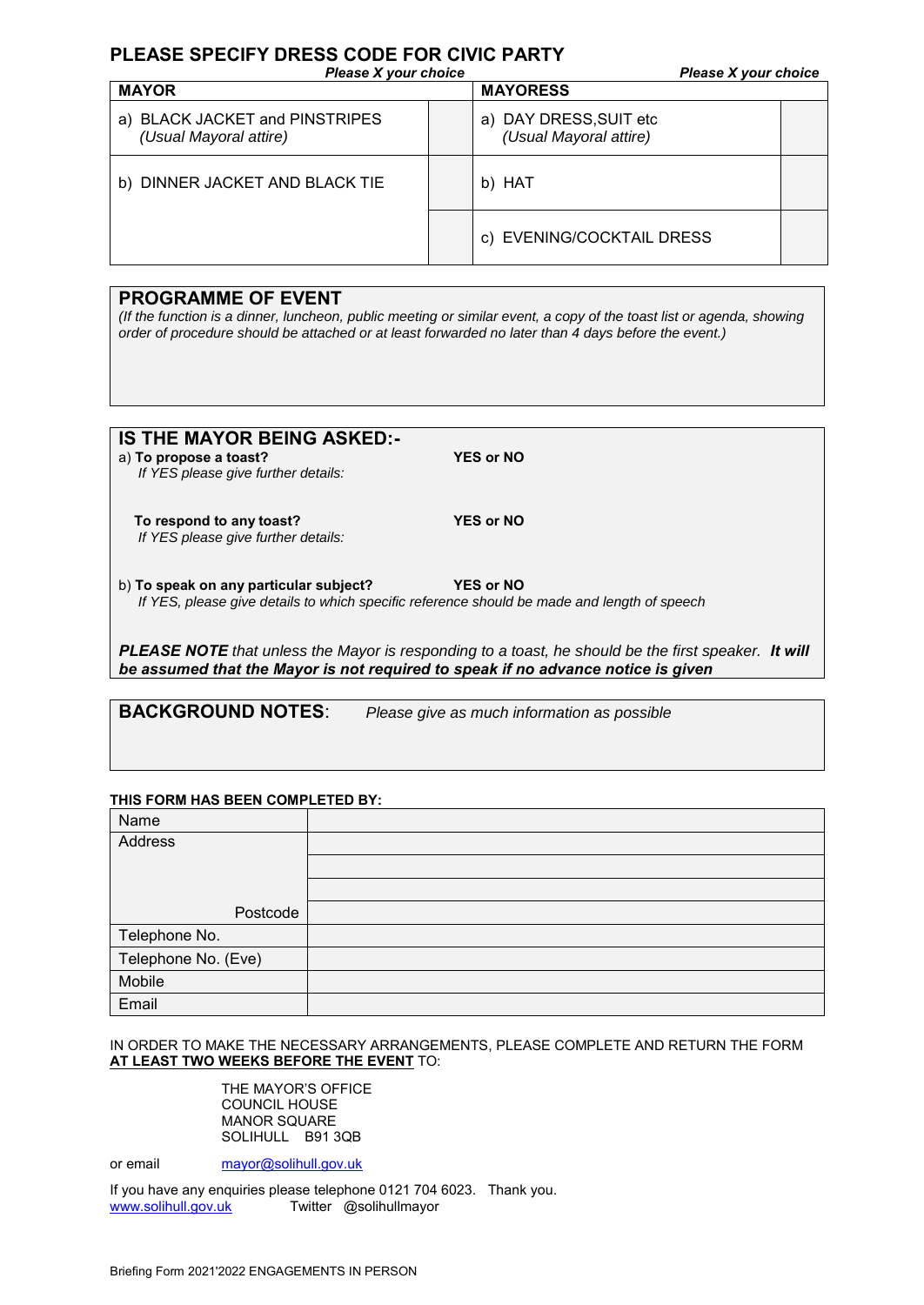## PLEASE SPECIFY DRESS CODE FOR CIVIC PARTY

| *Please X your choice* | | *Please X your choice* | |
|---|---|---|---|
| **MAYOR** | | **MAYORESS** | |
| a) BLACK JACKET and PINSTRIPES *(Usual Mayoral attire)* | | a) DAY DRESS,SUIT etc *(Usual Mayoral attire)* | |
| b) DINNER JACKET AND BLACK TIE | | b) HAT | |
| | | c) EVENING/COCKTAIL DRESS | |

## PROGRAMME OF EVENT

*(If the function is a dinner, luncheon, public meeting or similar event, a copy of the toast list or agenda, showing order of procedure should be attached or at least forwarded no later than 4 days before the event.)*

## IS THE MAYOR BEING ASKED:-

a) **To propose a toast?** **YES or NO**
*If YES please give further details:*

**To respond to any toast?** **YES or NO**
*If YES please give further details:*

b) **To speak on any particular subject?** **YES or NO**
*If YES, please give details to which specific reference should be made and length of speech*

***PLEASE NOTE*** *that unless the Mayor is responding to a toast, he should be the first speaker.* ***It will be assumed that the Mayor is not required to speak if no advance notice is given***

**BACKGROUND NOTES**: *Please give as much information as possible*

**THIS FORM HAS BEEN COMPLETED BY:**

| | |
|---|---|
| Name | |
| Address | |
| | |
| | |
| Postcode | |
| Telephone No. | |
| Telephone No. (Eve) | |
| Mobile | |
| Email | |

IN ORDER TO MAKE THE NECESSARY ARRANGEMENTS, PLEASE COMPLETE AND RETURN THE FORM **AT LEAST TWO WEEKS BEFORE THE EVENT** TO:

THE MAYOR'S OFFICE
COUNCIL HOUSE
MANOR SQUARE
SOLIHULL B91 3QB

or email mayor@solihull.gov.uk

If you have any enquiries please telephone 0121 704 6023. Thank you.
www.solihull.gov.uk Twitter @solihullmayor

Briefing Form 2021'2022 ENGAGEMENTS IN PERSON